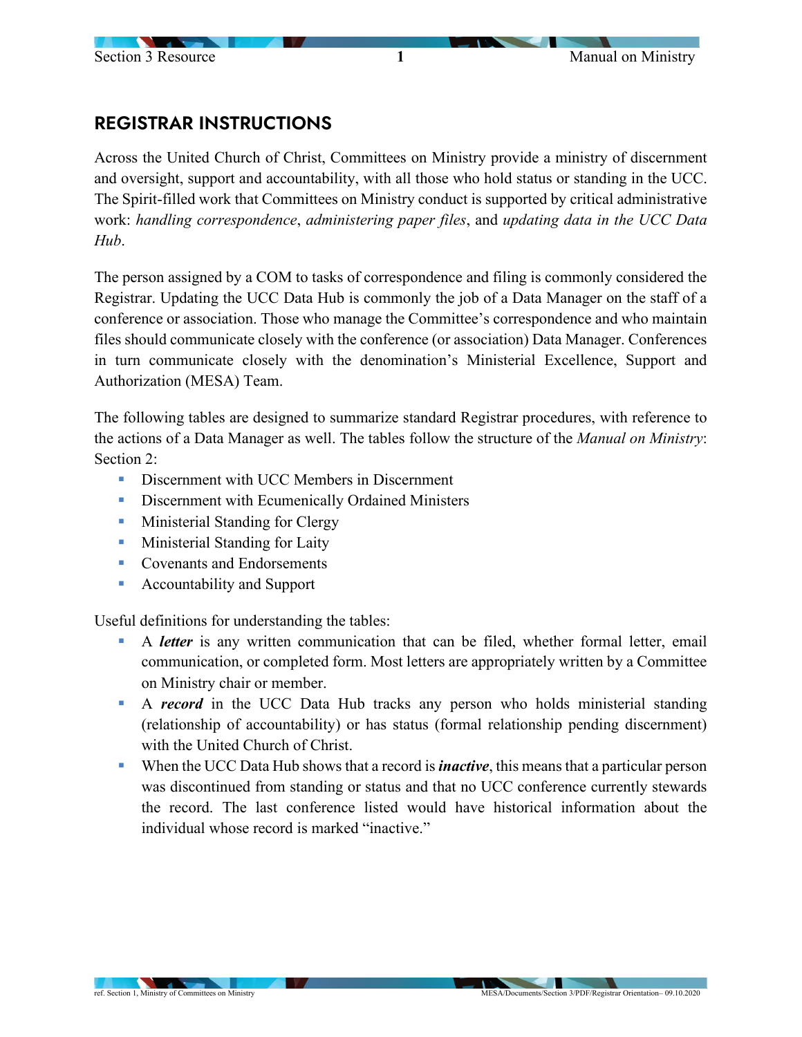## REGISTRAR INSTRUCTIONS

Across the United Church of Christ, Committees on Ministry provide a ministry of discernment and oversight, support and accountability, with all those who hold status or standing in the UCC. The Spirit-filled work that Committees on Ministry conduct is supported by critical administrative work: *handling correspondence*, *administering paper files*, and *updating data in the UCC Data Hub*.

The person assigned by a COM to tasks of correspondence and filing is commonly considered the Registrar. Updating the UCC Data Hub is commonly the job of a Data Manager on the staff of a conference or association. Those who manage the Committee's correspondence and who maintain files should communicate closely with the conference (or association) Data Manager. Conferences in turn communicate closely with the denomination's Ministerial Excellence, Support and Authorization (MESA) Team.

The following tables are designed to summarize standard Registrar procedures, with reference to the actions of a Data Manager as well. The tables follow the structure of the *Manual on Ministry*: Section 2:

- Discernment with UCC Members in Discernment
- Discernment with Ecumenically Ordained Ministers
- Ministerial Standing for Clergy
- Ministerial Standing for Laity
- Covenants and Endorsements
- Accountability and Support

Useful definitions for understanding the tables:

- A ***letter*** is any written communication that can be filed, whether formal letter, email communication, or completed form. Most letters are appropriately written by a Committee on Ministry chair or member.
- A ***record*** in the UCC Data Hub tracks any person who holds ministerial standing (relationship of accountability) or has status (formal relationship pending discernment) with the United Church of Christ.
- When the UCC Data Hub shows that a record is ***inactive***, this means that a particular person was discontinued from standing or status and that no UCC conference currently stewards the record. The last conference listed would have historical information about the individual whose record is marked "inactive."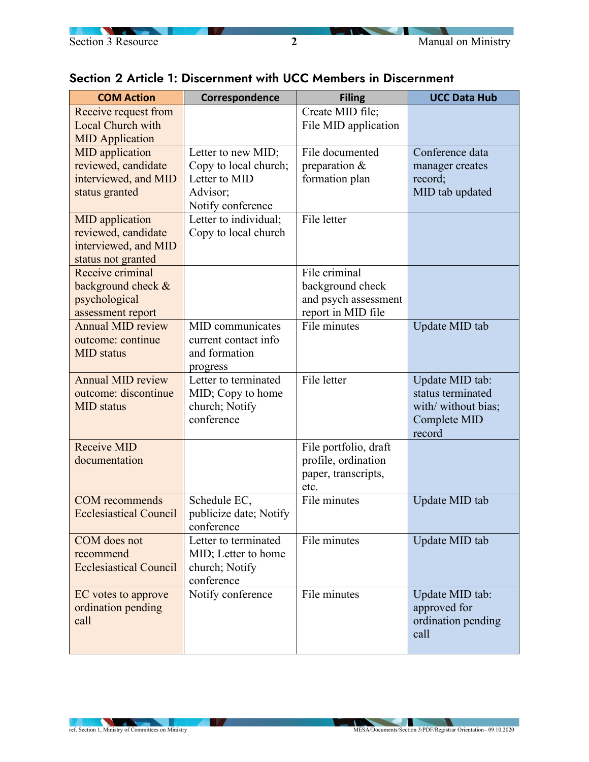## Section 2 Article 1: Discernment with UCC Members in Discernment

| COM Action | Correspondence | Filing | UCC Data Hub |
|---|---|---|---|
| Receive request from Local Church with MID Application | | Create MID file; File MID application | |
| MID application reviewed, candidate interviewed, and MID status granted | Letter to new MID; Copy to local church; Letter to MID Advisor; Notify conference | File documented preparation & formation plan | Conference data manager creates record; MID tab updated |
| MID application reviewed, candidate interviewed, and MID status not granted | Letter to individual; Copy to local church | File letter | |
| Receive criminal background check & psychological assessment report | | File criminal background check and psych assessment report in MID file | |
| Annual MID review outcome: continue MID status | MID communicates current contact info and formation progress | File minutes | Update MID tab |
| Annual MID review outcome: discontinue MID status | Letter to terminated MID; Copy to home church; Notify conference | File letter | Update MID tab: status terminated with/ without bias; Complete MID record |
| Receive MID documentation | | File portfolio, draft profile, ordination paper, transcripts, etc. | |
| COM recommends Ecclesiastical Council | Schedule EC, publicize date; Notify conference | File minutes | Update MID tab |
| COM does not recommend Ecclesiastical Council | Letter to terminated MID; Letter to home church; Notify conference | File minutes | Update MID tab |
| EC votes to approve ordination pending call | Notify conference | File minutes | Update MID tab: approved for ordination pending call |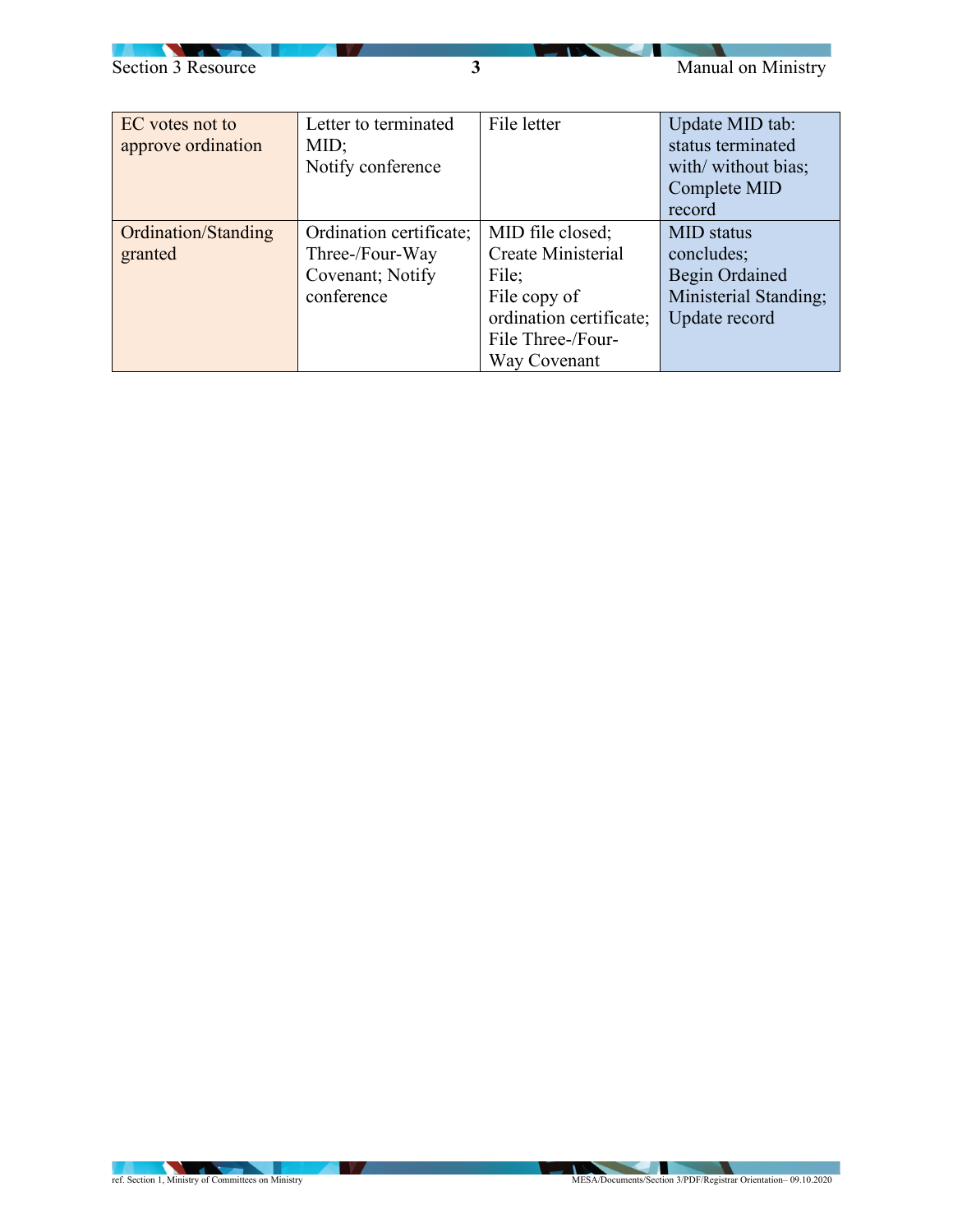| | | | |
|---|---|---|---|
| EC votes not to approve ordination | Letter to terminated MID; Notify conference | File letter | Update MID tab: status terminated with/ without bias; Complete MID record |
| Ordination/Standing granted | Ordination certificate; Three-/Four-Way Covenant; Notify conference | MID file closed; Create Ministerial File; File copy of ordination certificate; File Three-/Four-Way Covenant | MID status concludes; Begin Ordained Ministerial Standing; Update record |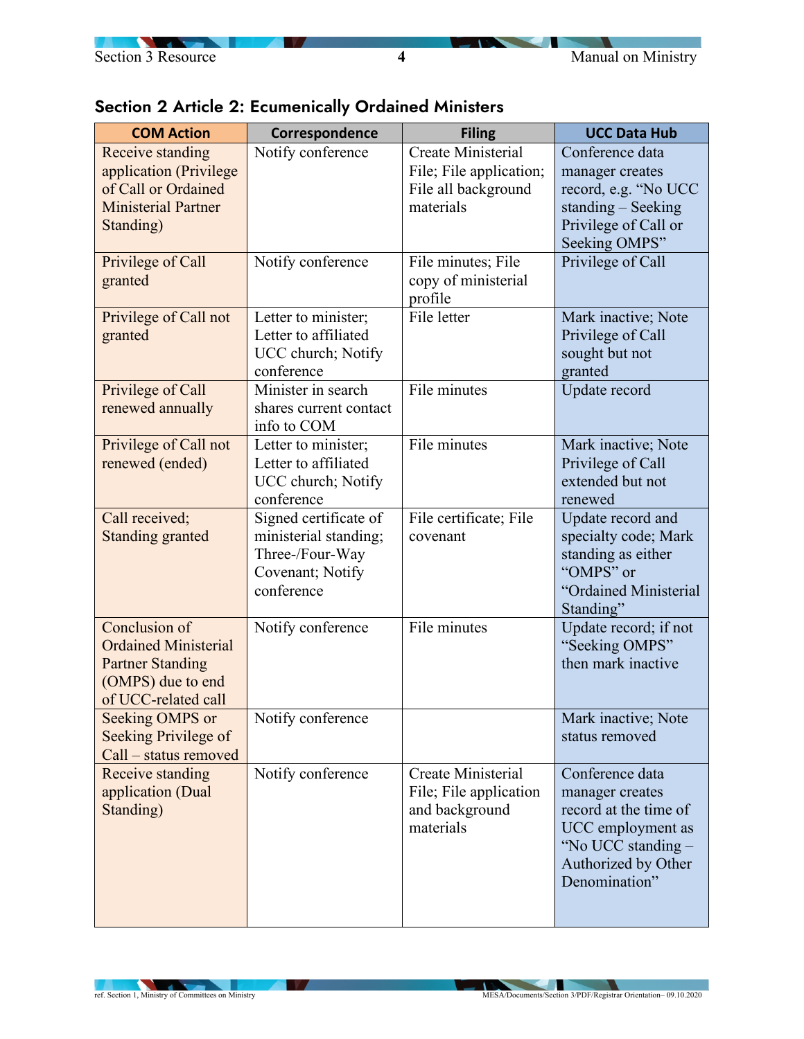## Section 2 Article 2: Ecumenically Ordained Ministers

| COM Action | Correspondence | Filing | UCC Data Hub |
| --- | --- | --- | --- |
| Receive standing application (Privilege of Call or Ordained Ministerial Partner Standing) | Notify conference | Create Ministerial File; File application; File all background materials | Conference data manager creates record, e.g. "No UCC standing – Seeking Privilege of Call or Seeking OMPS" |
| Privilege of Call granted | Notify conference | File minutes; File copy of ministerial profile | Privilege of Call |
| Privilege of Call not granted | Letter to minister; Letter to affiliated UCC church; Notify conference | File letter | Mark inactive; Note Privilege of Call sought but not granted |
| Privilege of Call renewed annually | Minister in search shares current contact info to COM | File minutes | Update record |
| Privilege of Call not renewed (ended) | Letter to minister; Letter to affiliated UCC church; Notify conference | File minutes | Mark inactive; Note Privilege of Call extended but not renewed |
| Call received; Standing granted | Signed certificate of ministerial standing; Three-/Four-Way Covenant; Notify conference | File certificate; File covenant | Update record and specialty code; Mark standing as either "OMPS" or "Ordained Ministerial Standing" |
| Conclusion of Ordained Ministerial Partner Standing (OMPS) due to end of UCC-related call | Notify conference | File minutes | Update record; if not "Seeking OMPS" then mark inactive |
| Seeking OMPS or Seeking Privilege of Call – status removed | Notify conference | | Mark inactive; Note status removed |
| Receive standing application (Dual Standing) | Notify conference | Create Ministerial File; File application and background materials | Conference data manager creates record at the time of UCC employment as "No UCC standing – Authorized by Other Denomination" |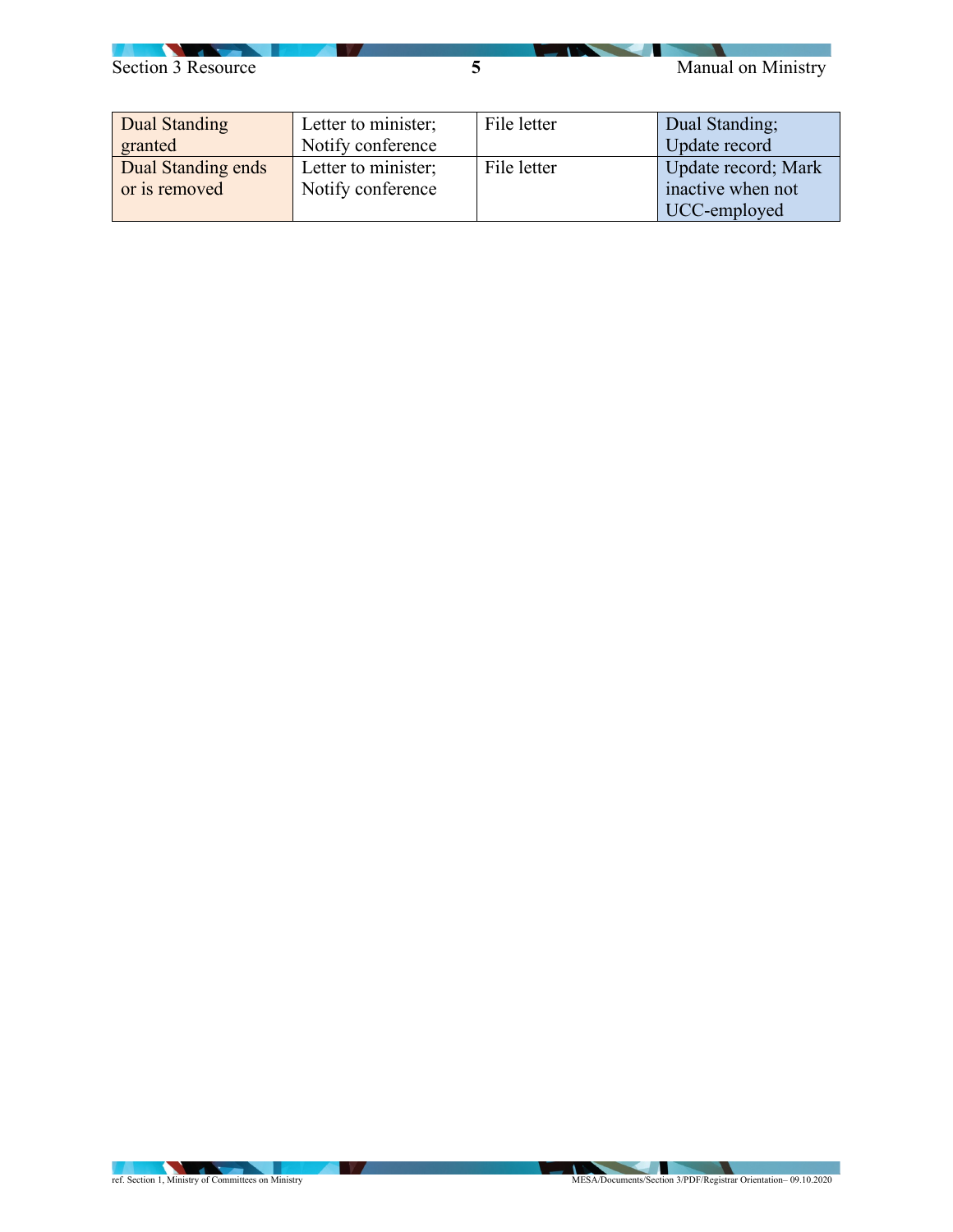| Dual Standing granted | Letter to minister; Notify conference | File letter | Dual Standing; Update record |
|---|---|---|---|
| Dual Standing ends or is removed | Letter to minister; Notify conference | File letter | Update record; Mark inactive when not UCC-employed |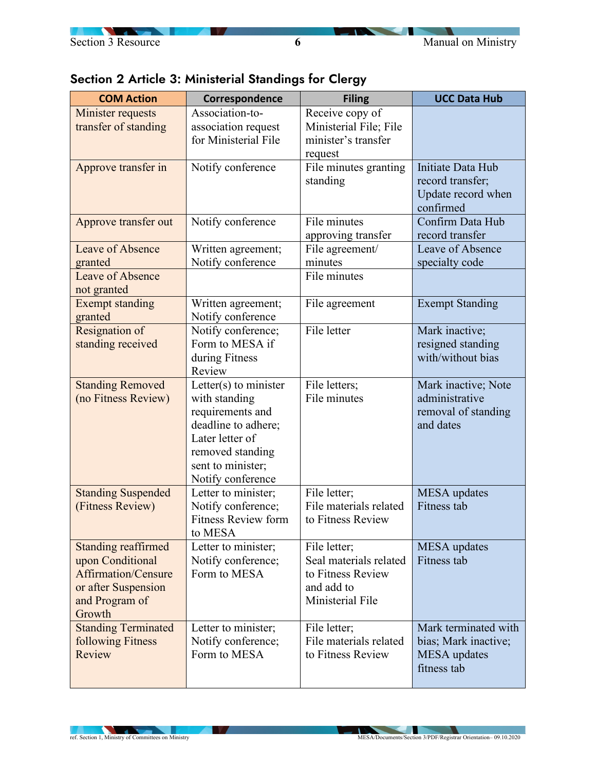## Section 2 Article 3: Ministerial Standings for Clergy

| COM Action | Correspondence | Filing | UCC Data Hub |
|---|---|---|---|
| Minister requests transfer of standing | Association-to-association request for Ministerial File | Receive copy of Ministerial File; File minister's transfer request | |
| Approve transfer in | Notify conference | File minutes granting standing | Initiate Data Hub record transfer; Update record when confirmed |
| Approve transfer out | Notify conference | File minutes approving transfer | Confirm Data Hub record transfer |
| Leave of Absence granted | Written agreement; Notify conference | File agreement/ minutes | Leave of Absence specialty code |
| Leave of Absence not granted | | File minutes | |
| Exempt standing granted | Written agreement; Notify conference | File agreement | Exempt Standing |
| Resignation of standing received | Notify conference; Form to MESA if during Fitness Review | File letter | Mark inactive; resigned standing with/without bias |
| Standing Removed (no Fitness Review) | Letter(s) to minister with standing requirements and deadline to adhere; Later letter of removed standing sent to minister; Notify conference | File letters; File minutes | Mark inactive; Note administrative removal of standing and dates |
| Standing Suspended (Fitness Review) | Letter to minister; Notify conference; Fitness Review form to MESA | File letter; File materials related to Fitness Review | MESA updates Fitness tab |
| Standing reaffirmed upon Conditional Affirmation/Censure or after Suspension and Program of Growth | Letter to minister; Notify conference; Form to MESA | File letter; Seal materials related to Fitness Review and add to Ministerial File | MESA updates Fitness tab |
| Standing Terminated following Fitness Review | Letter to minister; Notify conference; Form to MESA | File letter; File materials related to Fitness Review | Mark terminated with bias; Mark inactive; MESA updates fitness tab |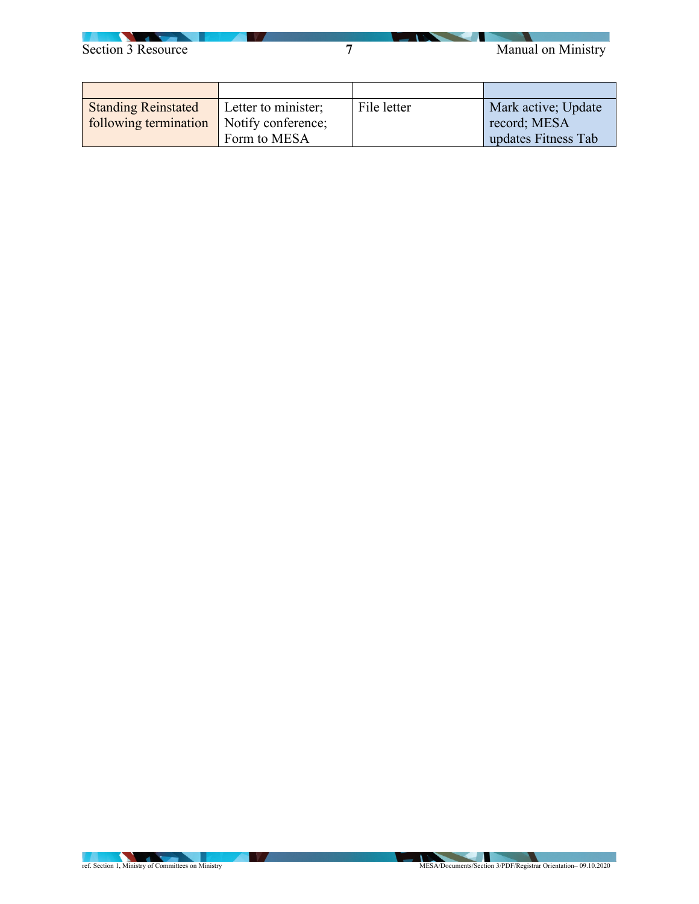| | | | |
|---|---|---|---|
| Standing Reinstated following termination | Letter to minister; Notify conference; Form to MESA | File letter | Mark active; Update record; MESA updates Fitness Tab |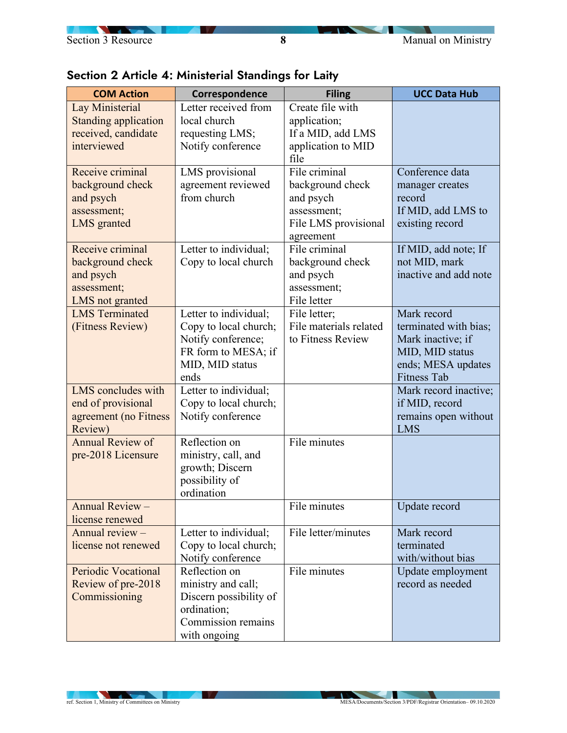## Section 2 Article 4: Ministerial Standings for Laity

| COM Action | Correspondence | Filing | UCC Data Hub |
|---|---|---|---|
| Lay Ministerial Standing application received, candidate interviewed | Letter received from local church requesting LMS; Notify conference | Create file with application; If a MID, add LMS application to MID file | |
| Receive criminal background check and psych assessment; LMS granted | LMS provisional agreement reviewed from church | File criminal background check and psych assessment; File LMS provisional agreement | Conference data manager creates record If MID, add LMS to existing record |
| Receive criminal background check and psych assessment; LMS not granted | Letter to individual; Copy to local church | File criminal background check and psych assessment; File letter | If MID, add note; If not MID, mark inactive and add note |
| LMS Terminated (Fitness Review) | Letter to individual; Copy to local church; Notify conference; FR form to MESA; if MID, MID status ends | File letter; File materials related to Fitness Review | Mark record terminated with bias; Mark inactive; if MID, MID status ends; MESA updates Fitness Tab |
| LMS concludes with end of provisional agreement (no Fitness Review) | Letter to individual; Copy to local church; Notify conference | | Mark record inactive; if MID, record remains open without LMS |
| Annual Review of pre-2018 Licensure | Reflection on ministry, call, and growth; Discern possibility of ordination | File minutes | |
| Annual Review – license renewed | | File minutes | Update record |
| Annual review – license not renewed | Letter to individual; Copy to local church; Notify conference | File letter/minutes | Mark record terminated with/without bias |
| Periodic Vocational Review of pre-2018 Commissioning | Reflection on ministry and call; Discern possibility of ordination; Commission remains with ongoing | File minutes | Update employment record as needed |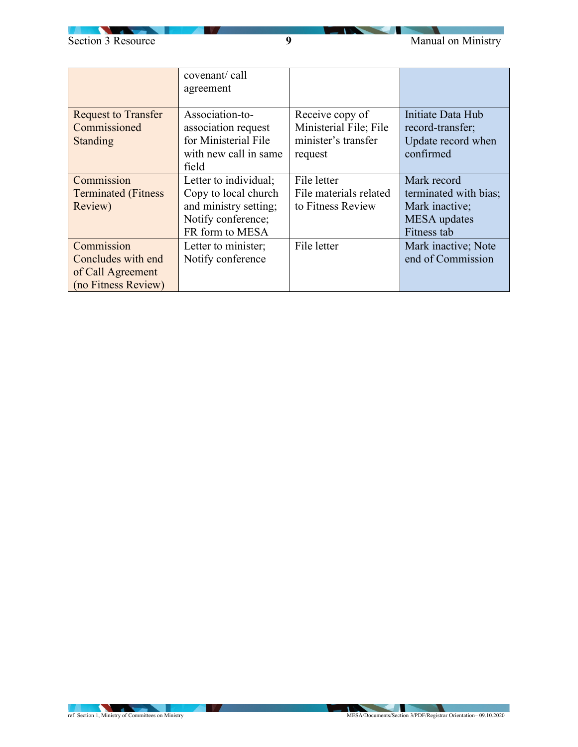| | | | |
|---|---|---|---|
| | covenant/ call agreement | | |
| Request to Transfer Commissioned Standing | Association-to-association request for Ministerial File with new call in same field | Receive copy of Ministerial File; File minister's transfer request | Initiate Data Hub record-transfer; Update record when confirmed |
| Commission Terminated (Fitness Review) | Letter to individual; Copy to local church and ministry setting; Notify conference; FR form to MESA | File letter File materials related to Fitness Review | Mark record terminated with bias; Mark inactive; MESA updates Fitness tab |
| Commission Concludes with end of Call Agreement (no Fitness Review) | Letter to minister; Notify conference | File letter | Mark inactive; Note end of Commission |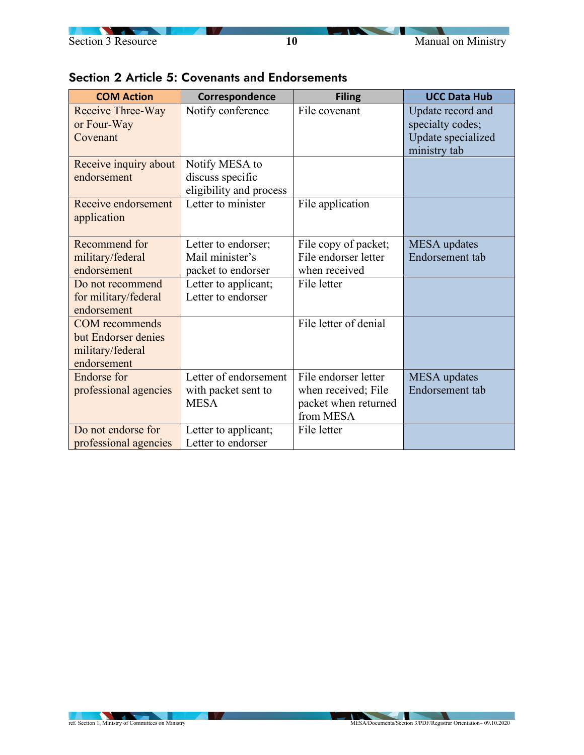## Section 2 Article 5: Covenants and Endorsements

| COM Action | Correspondence | Filing | UCC Data Hub |
|---|---|---|---|
| Receive Three-Way or Four-Way Covenant | Notify conference | File covenant | Update record and specialty codes; Update specialized ministry tab |
| Receive inquiry about endorsement | Notify MESA to discuss specific eligibility and process | | |
| Receive endorsement application | Letter to minister | File application | |
| Recommend for military/federal endorsement | Letter to endorser; Mail minister's packet to endorser | File copy of packet; File endorser letter when received | MESA updates Endorsement tab |
| Do not recommend for military/federal endorsement | Letter to applicant; Letter to endorser | File letter | |
| COM recommends but Endorser denies military/federal endorsement | | File letter of denial | |
| Endorse for professional agencies | Letter of endorsement with packet sent to MESA | File endorser letter when received; File packet when returned from MESA | MESA updates Endorsement tab |
| Do not endorse for professional agencies | Letter to applicant; Letter to endorser | File letter | |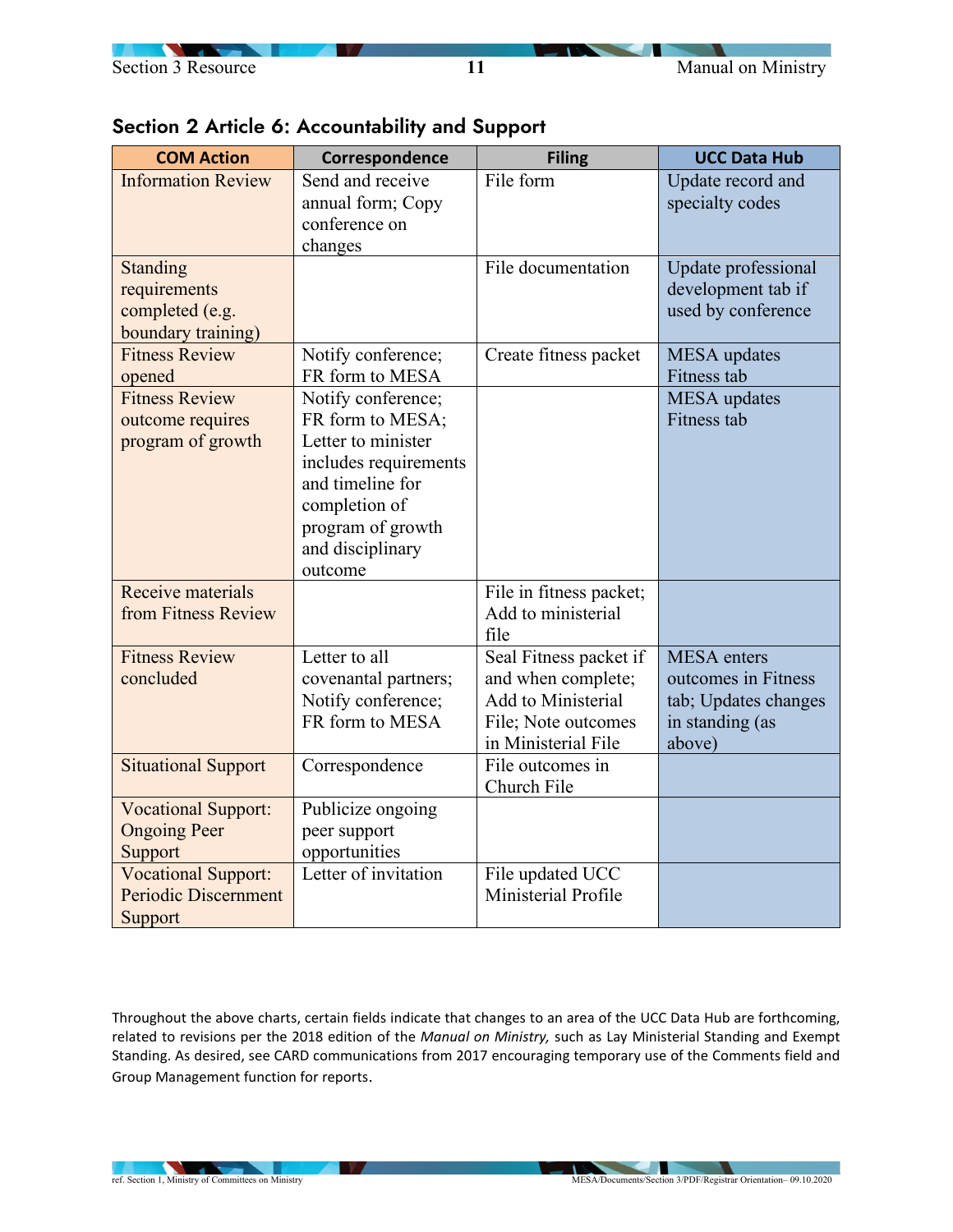## Section 2 Article 6: Accountability and Support

| COM Action | Correspondence | Filing | UCC Data Hub |
|---|---|---|---|
| Information Review | Send and receive annual form; Copy conference on changes | File form | Update record and specialty codes |
| Standing requirements completed (e.g. boundary training) | | File documentation | Update professional development tab if used by conference |
| Fitness Review opened | Notify conference; FR form to MESA | Create fitness packet | MESA updates Fitness tab |
| Fitness Review outcome requires program of growth | Notify conference; FR form to MESA; Letter to minister includes requirements and timeline for completion of program of growth and disciplinary outcome | | MESA updates Fitness tab |
| Receive materials from Fitness Review | | File in fitness packet; Add to ministerial file | |
| Fitness Review concluded | Letter to all covenantal partners; Notify conference; FR form to MESA | Seal Fitness packet if and when complete; Add to Ministerial File; Note outcomes in Ministerial File | MESA enters outcomes in Fitness tab; Updates changes in standing (as above) |
| Situational Support | Correspondence | File outcomes in Church File | |
| Vocational Support: Ongoing Peer Support | Publicize ongoing peer support opportunities | | |
| Vocational Support: Periodic Discernment Support | Letter of invitation | File updated UCC Ministerial Profile | |

Throughout the above charts, certain fields indicate that changes to an area of the UCC Data Hub are forthcoming, related to revisions per the 2018 edition of the *Manual on Ministry,* such as Lay Ministerial Standing and Exempt Standing. As desired, see CARD communications from 2017 encouraging temporary use of the Comments field and Group Management function for reports.